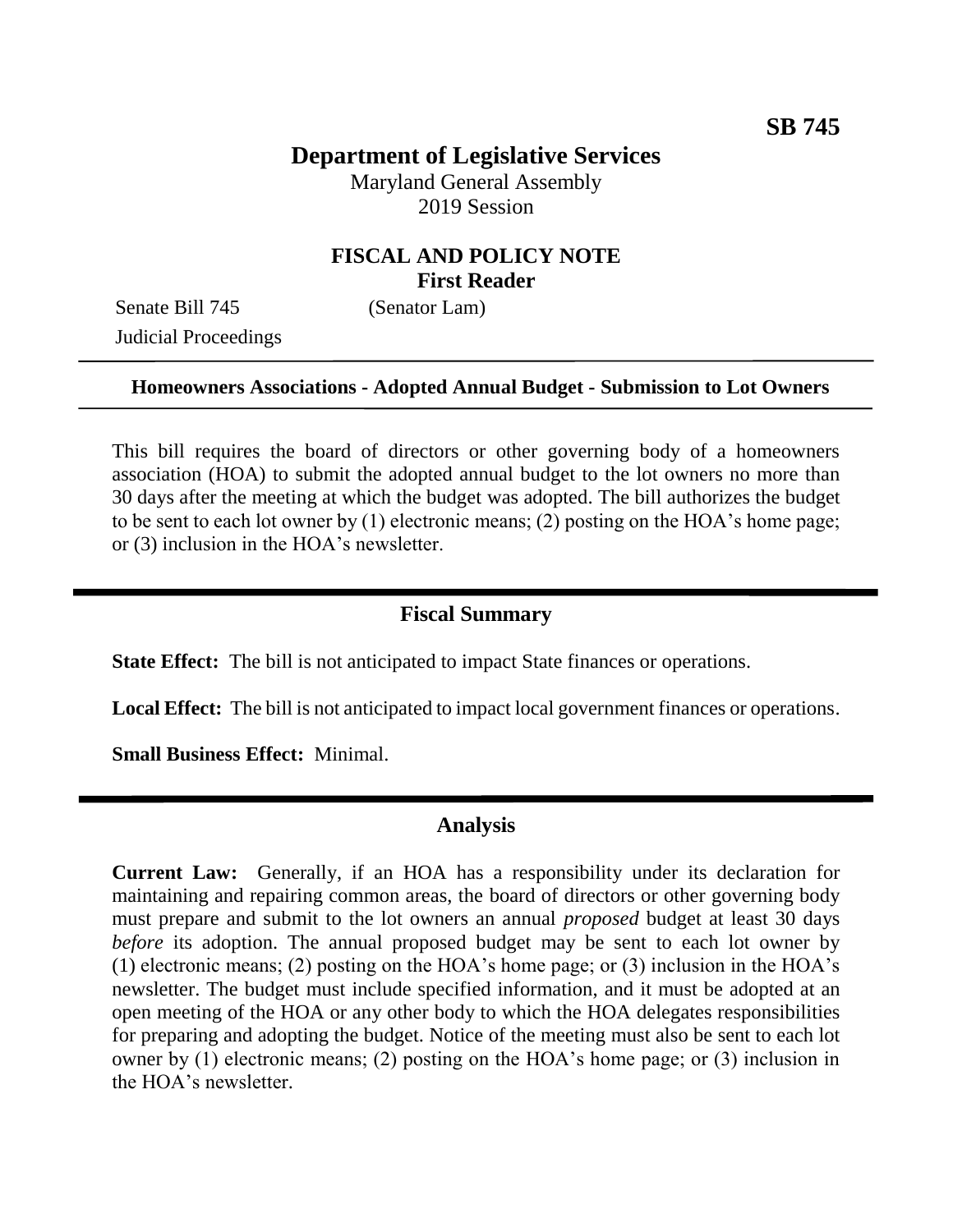**SB 745**

# Department of Legislative Services

Maryland General Assembly
2019 Session

## FISCAL AND POLICY NOTE
**First Reader**

Senate Bill 745 (Senator Lam)
Judicial Proceedings

---

**Homeowners Associations - Adopted Annual Budget - Submission to Lot Owners**

---

This bill requires the board of directors or other governing body of a homeowners association (HOA) to submit the adopted annual budget to the lot owners no more than 30 days after the meeting at which the budget was adopted. The bill authorizes the budget to be sent to each lot owner by (1) electronic means; (2) posting on the HOA's home page; or (3) inclusion in the HOA's newsletter.

---

## Fiscal Summary

**State Effect:** The bill is not anticipated to impact State finances or operations.

**Local Effect:** The bill is not anticipated to impact local government finances or operations.

**Small Business Effect:** Minimal.

---

## Analysis

**Current Law:** Generally, if an HOA has a responsibility under its declaration for maintaining and repairing common areas, the board of directors or other governing body must prepare and submit to the lot owners an annual *proposed* budget at least 30 days *before* its adoption. The annual proposed budget may be sent to each lot owner by (1) electronic means; (2) posting on the HOA's home page; or (3) inclusion in the HOA's newsletter. The budget must include specified information, and it must be adopted at an open meeting of the HOA or any other body to which the HOA delegates responsibilities for preparing and adopting the budget. Notice of the meeting must also be sent to each lot owner by (1) electronic means; (2) posting on the HOA's home page; or (3) inclusion in the HOA's newsletter.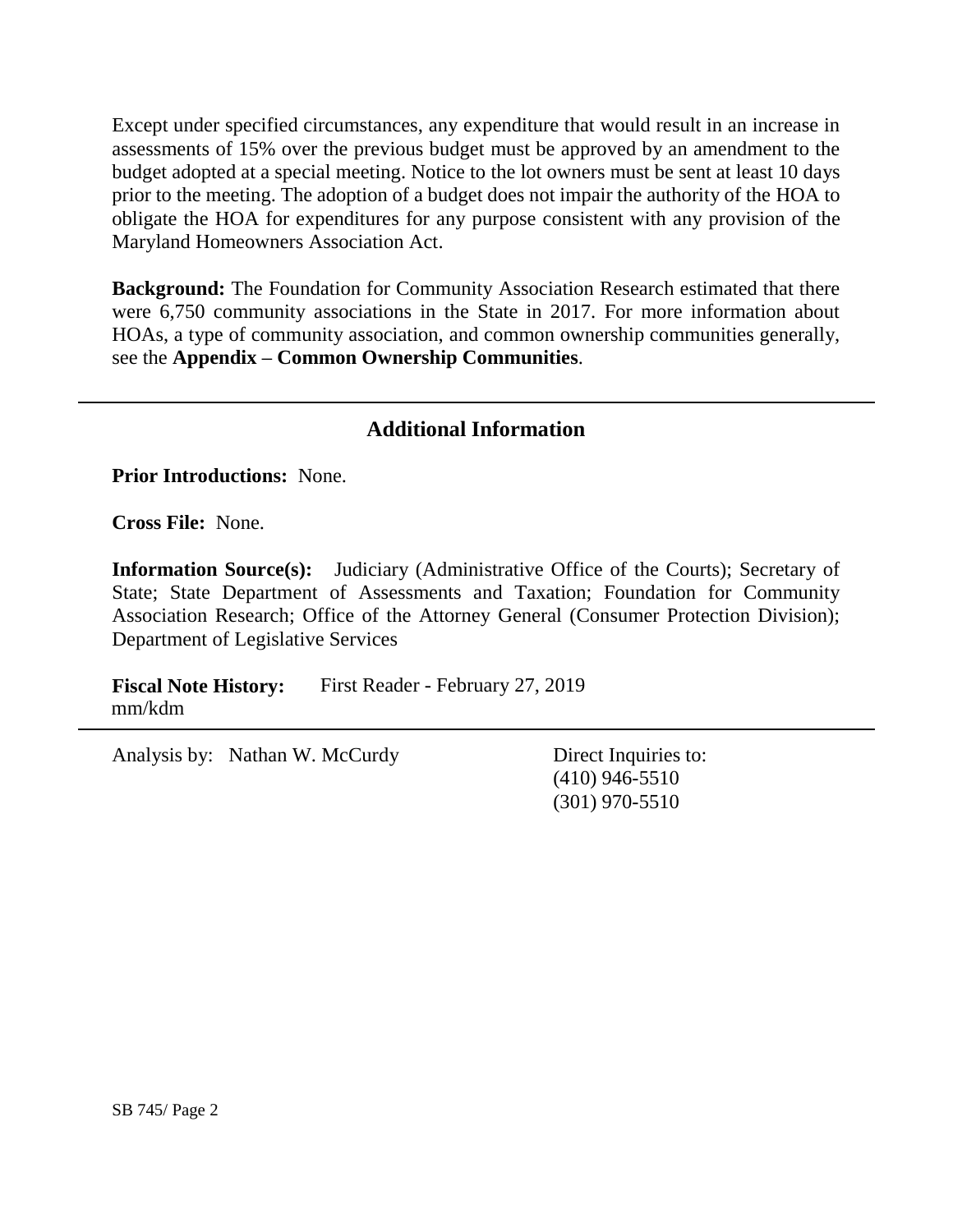Except under specified circumstances, any expenditure that would result in an increase in assessments of 15% over the previous budget must be approved by an amendment to the budget adopted at a special meeting. Notice to the lot owners must be sent at least 10 days prior to the meeting. The adoption of a budget does not impair the authority of the HOA to obligate the HOA for expenditures for any purpose consistent with any provision of the Maryland Homeowners Association Act.

**Background:** The Foundation for Community Association Research estimated that there were 6,750 community associations in the State in 2017. For more information about HOAs, a type of community association, and common ownership communities generally, see the **Appendix – Common Ownership Communities**.

---

## Additional Information

**Prior Introductions:** None.

**Cross File:** None.

**Information Source(s):** Judiciary (Administrative Office of the Courts); Secretary of State; State Department of Assessments and Taxation; Foundation for Community Association Research; Office of the Attorney General (Consumer Protection Division); Department of Legislative Services

**Fiscal Note History:** First Reader - February 27, 2019
mm/kdm

---

Analysis by: Nathan W. McCurdy

Direct Inquiries to:
(410) 946-5510
(301) 970-5510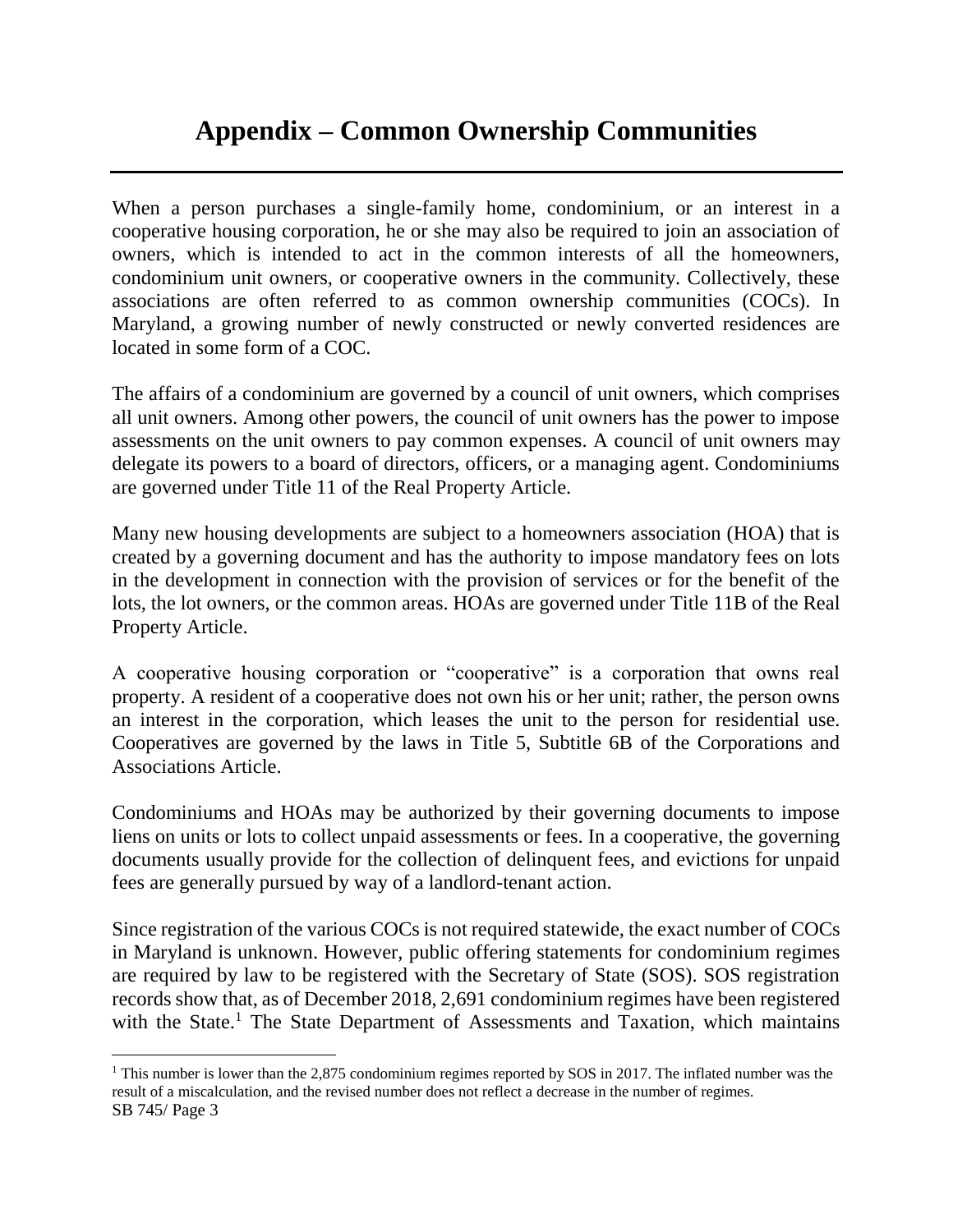# Appendix – Common Ownership Communities

When a person purchases a single-family home, condominium, or an interest in a cooperative housing corporation, he or she may also be required to join an association of owners, which is intended to act in the common interests of all the homeowners, condominium unit owners, or cooperative owners in the community. Collectively, these associations are often referred to as common ownership communities (COCs). In Maryland, a growing number of newly constructed or newly converted residences are located in some form of a COC.

The affairs of a condominium are governed by a council of unit owners, which comprises all unit owners. Among other powers, the council of unit owners has the power to impose assessments on the unit owners to pay common expenses. A council of unit owners may delegate its powers to a board of directors, officers, or a managing agent. Condominiums are governed under Title 11 of the Real Property Article.

Many new housing developments are subject to a homeowners association (HOA) that is created by a governing document and has the authority to impose mandatory fees on lots in the development in connection with the provision of services or for the benefit of the lots, the lot owners, or the common areas. HOAs are governed under Title 11B of the Real Property Article.

A cooperative housing corporation or "cooperative" is a corporation that owns real property. A resident of a cooperative does not own his or her unit; rather, the person owns an interest in the corporation, which leases the unit to the person for residential use. Cooperatives are governed by the laws in Title 5, Subtitle 6B of the Corporations and Associations Article.

Condominiums and HOAs may be authorized by their governing documents to impose liens on units or lots to collect unpaid assessments or fees. In a cooperative, the governing documents usually provide for the collection of delinquent fees, and evictions for unpaid fees are generally pursued by way of a landlord-tenant action.

Since registration of the various COCs is not required statewide, the exact number of COCs in Maryland is unknown. However, public offering statements for condominium regimes are required by law to be registered with the Secretary of State (SOS). SOS registration records show that, as of December 2018, 2,691 condominium regimes have been registered with the State.[1] The State Department of Assessments and Taxation, which maintains

[1] This number is lower than the 2,875 condominium regimes reported by SOS in 2017. The inflated number was the result of a miscalculation, and the revised number does not reflect a decrease in the number of regimes.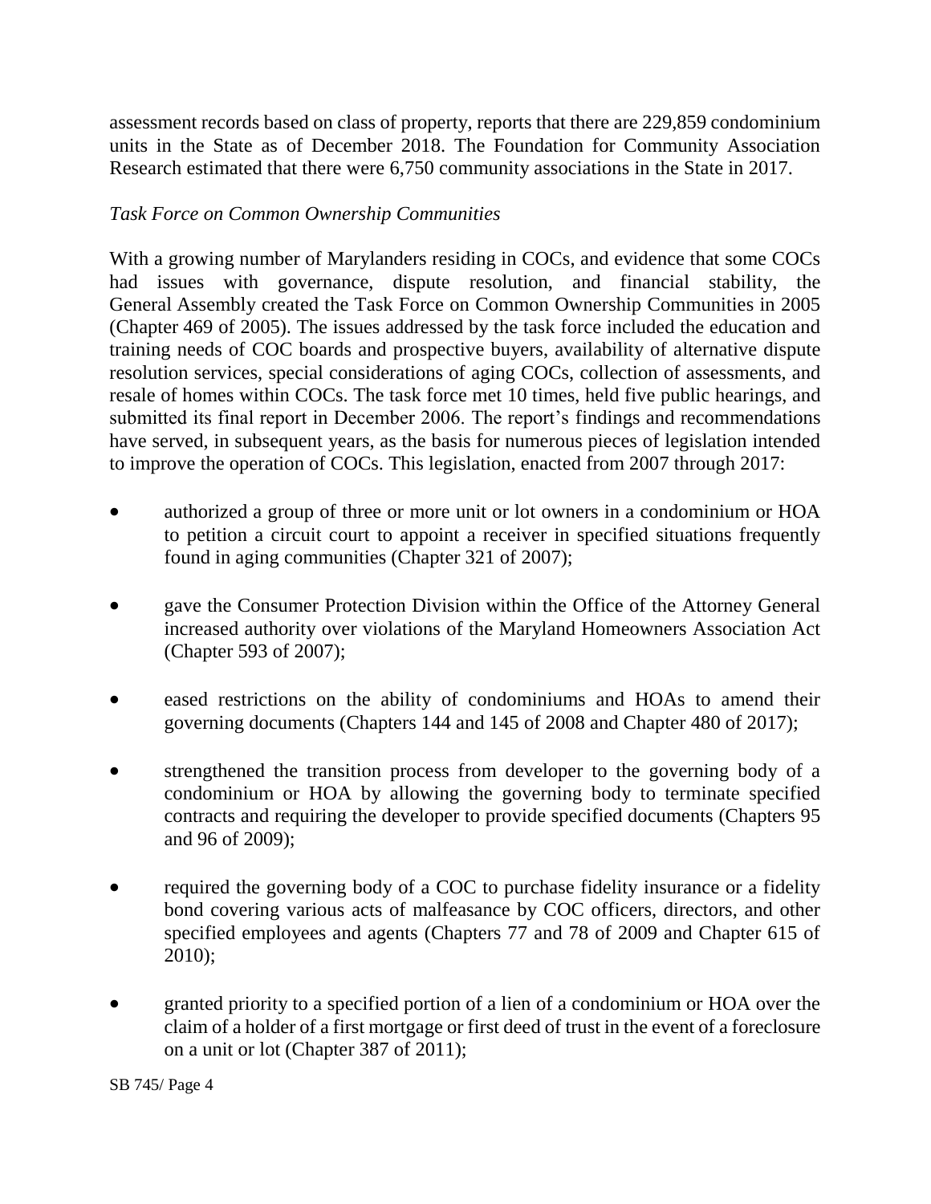assessment records based on class of property, reports that there are 229,859 condominium units in the State as of December 2018. The Foundation for Community Association Research estimated that there were 6,750 community associations in the State in 2017.

*Task Force on Common Ownership Communities*

With a growing number of Marylanders residing in COCs, and evidence that some COCs had issues with governance, dispute resolution, and financial stability, the General Assembly created the Task Force on Common Ownership Communities in 2005 (Chapter 469 of 2005). The issues addressed by the task force included the education and training needs of COC boards and prospective buyers, availability of alternative dispute resolution services, special considerations of aging COCs, collection of assessments, and resale of homes within COCs. The task force met 10 times, held five public hearings, and submitted its final report in December 2006. The report's findings and recommendations have served, in subsequent years, as the basis for numerous pieces of legislation intended to improve the operation of COCs. This legislation, enacted from 2007 through 2017:

- authorized a group of three or more unit or lot owners in a condominium or HOA to petition a circuit court to appoint a receiver in specified situations frequently found in aging communities (Chapter 321 of 2007);
- gave the Consumer Protection Division within the Office of the Attorney General increased authority over violations of the Maryland Homeowners Association Act (Chapter 593 of 2007);
- eased restrictions on the ability of condominiums and HOAs to amend their governing documents (Chapters 144 and 145 of 2008 and Chapter 480 of 2017);
- strengthened the transition process from developer to the governing body of a condominium or HOA by allowing the governing body to terminate specified contracts and requiring the developer to provide specified documents (Chapters 95 and 96 of 2009);
- required the governing body of a COC to purchase fidelity insurance or a fidelity bond covering various acts of malfeasance by COC officers, directors, and other specified employees and agents (Chapters 77 and 78 of 2009 and Chapter 615 of 2010);
- granted priority to a specified portion of a lien of a condominium or HOA over the claim of a holder of a first mortgage or first deed of trust in the event of a foreclosure on a unit or lot (Chapter 387 of 2011);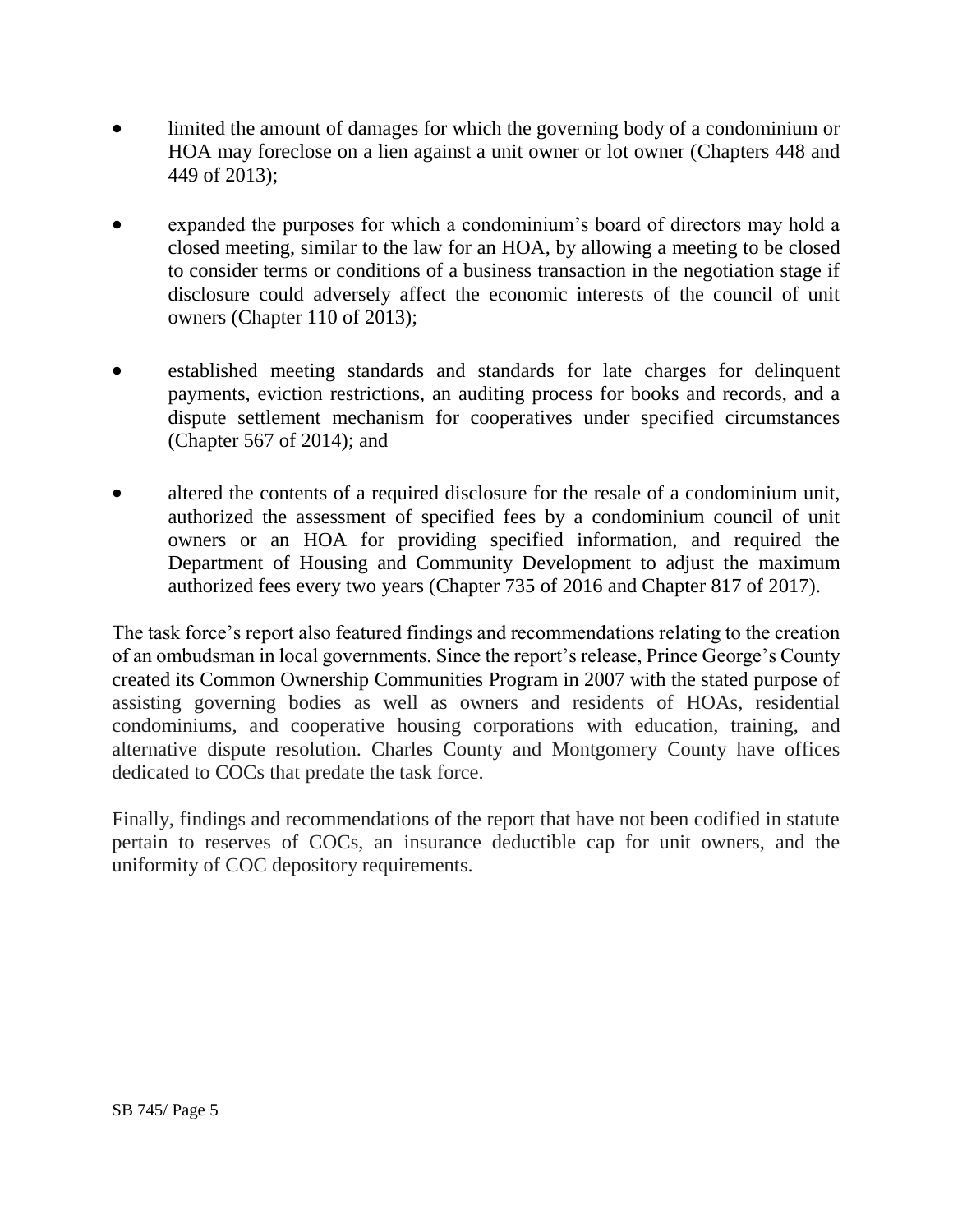- limited the amount of damages for which the governing body of a condominium or HOA may foreclose on a lien against a unit owner or lot owner (Chapters 448 and 449 of 2013);
- expanded the purposes for which a condominium's board of directors may hold a closed meeting, similar to the law for an HOA, by allowing a meeting to be closed to consider terms or conditions of a business transaction in the negotiation stage if disclosure could adversely affect the economic interests of the council of unit owners (Chapter 110 of 2013);
- established meeting standards and standards for late charges for delinquent payments, eviction restrictions, an auditing process for books and records, and a dispute settlement mechanism for cooperatives under specified circumstances (Chapter 567 of 2014); and
- altered the contents of a required disclosure for the resale of a condominium unit, authorized the assessment of specified fees by a condominium council of unit owners or an HOA for providing specified information, and required the Department of Housing and Community Development to adjust the maximum authorized fees every two years (Chapter 735 of 2016 and Chapter 817 of 2017).

The task force's report also featured findings and recommendations relating to the creation of an ombudsman in local governments. Since the report's release, Prince George's County created its Common Ownership Communities Program in 2007 with the stated purpose of assisting governing bodies as well as owners and residents of HOAs, residential condominiums, and cooperative housing corporations with education, training, and alternative dispute resolution. Charles County and Montgomery County have offices dedicated to COCs that predate the task force.

Finally, findings and recommendations of the report that have not been codified in statute pertain to reserves of COCs, an insurance deductible cap for unit owners, and the uniformity of COC depository requirements.